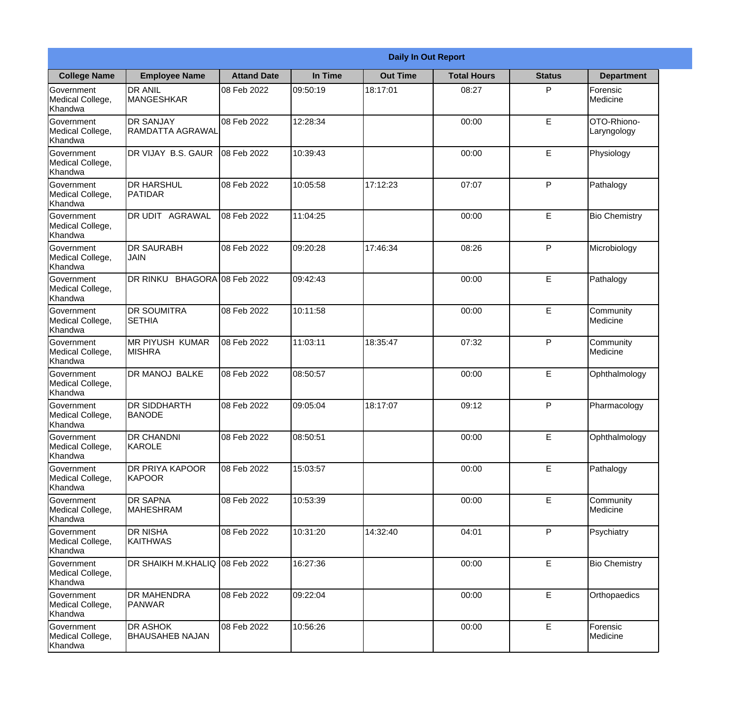**Daily In Out Report**

| College Name | Employee Name | Attand Date | In Time | Out Time | Total Hours | Status | Department |
|---|---|---|---|---|---|---|---|
| Government Medical College, Khandwa | DR ANIL MANGESHKAR | 08 Feb 2022 | 09:50:19 | 18:17:01 | 08:27 | P | Forensic Medicine |
| Government Medical College, Khandwa | DR SANJAY RAMDATTA AGRAWAL | 08 Feb 2022 | 12:28:34 | | 00:00 | E | OTO-Rhiono-Laryngology |
| Government Medical College, Khandwa | DR VIJAY B.S. GAUR | 08 Feb 2022 | 10:39:43 | | 00:00 | E | Physiology |
| Government Medical College, Khandwa | DR HARSHUL PATIDAR | 08 Feb 2022 | 10:05:58 | 17:12:23 | 07:07 | P | Pathalogy |
| Government Medical College, Khandwa | DR UDIT AGRAWAL | 08 Feb 2022 | 11:04:25 | | 00:00 | E | Bio Chemistry |
| Government Medical College, Khandwa | DR SAURABH JAIN | 08 Feb 2022 | 09:20:28 | 17:46:34 | 08:26 | P | Microbiology |
| Government Medical College, Khandwa | DR RINKU BHAGORA | 08 Feb 2022 | 09:42:43 | | 00:00 | E | Pathalogy |
| Government Medical College, Khandwa | DR SOUMITRA SETHIA | 08 Feb 2022 | 10:11:58 | | 00:00 | E | Community Medicine |
| Government Medical College, Khandwa | MR PIYUSH KUMAR MISHRA | 08 Feb 2022 | 11:03:11 | 18:35:47 | 07:32 | P | Community Medicine |
| Government Medical College, Khandwa | DR MANOJ BALKE | 08 Feb 2022 | 08:50:57 | | 00:00 | E | Ophthalmology |
| Government Medical College, Khandwa | DR SIDDHARTH BANODE | 08 Feb 2022 | 09:05:04 | 18:17:07 | 09:12 | P | Pharmacology |
| Government Medical College, Khandwa | DR CHANDNI KAROLE | 08 Feb 2022 | 08:50:51 | | 00:00 | E | Ophthalmology |
| Government Medical College, Khandwa | DR PRIYA KAPOOR KAPOOR | 08 Feb 2022 | 15:03:57 | | 00:00 | E | Pathalogy |
| Government Medical College, Khandwa | DR SAPNA MAHESHRAM | 08 Feb 2022 | 10:53:39 | | 00:00 | E | Community Medicine |
| Government Medical College, Khandwa | DR NISHA KAITHWAS | 08 Feb 2022 | 10:31:20 | 14:32:40 | 04:01 | P | Psychiatry |
| Government Medical College, Khandwa | DR SHAIKH M.KHALIQ | 08 Feb 2022 | 16:27:36 | | 00:00 | E | Bio Chemistry |
| Government Medical College, Khandwa | DR MAHENDRA PANWAR | 08 Feb 2022 | 09:22:04 | | 00:00 | E | Orthopaedics |
| Government Medical College, Khandwa | DR ASHOK BHAUSAHEB NAJAN | 08 Feb 2022 | 10:56:26 | | 00:00 | E | Forensic Medicine |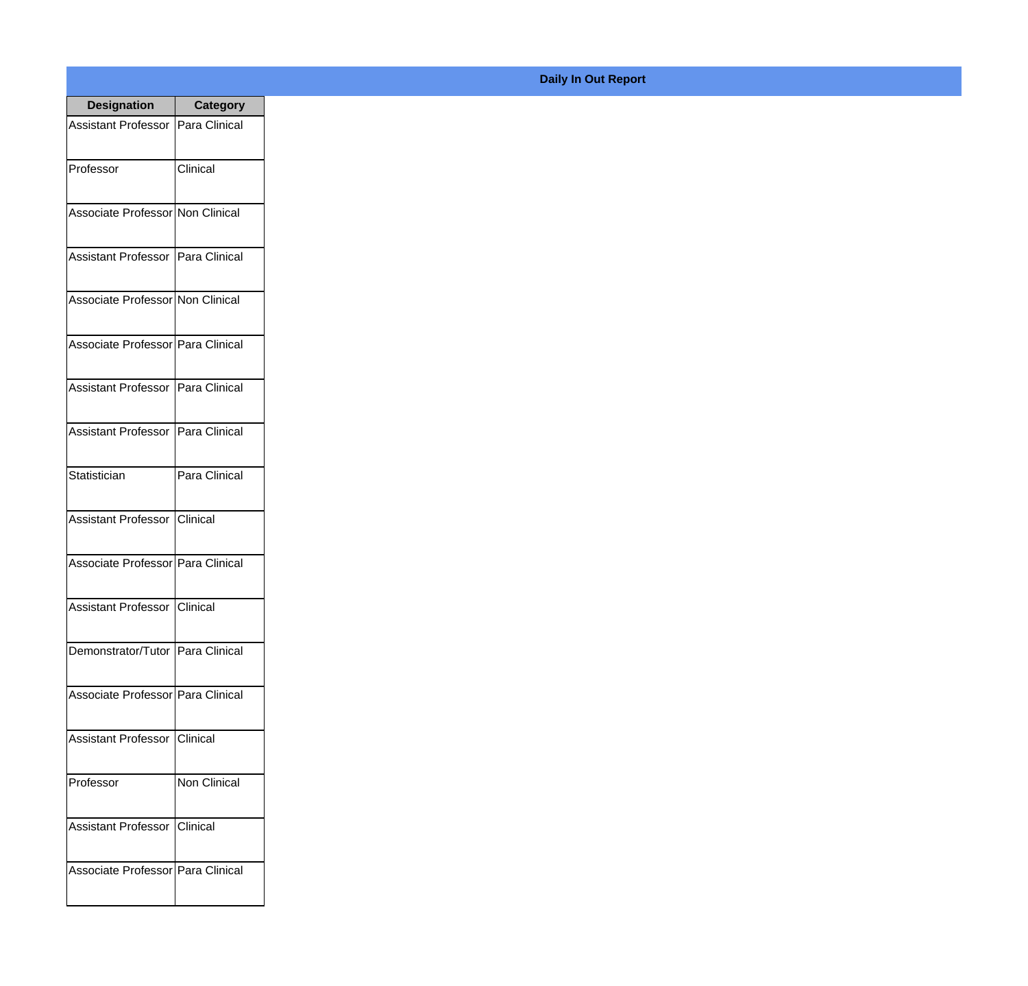**Daily In Out Report**

| Designation | Category |
| --- | --- |
| Assistant Professor | Para Clinical |
| Professor | Clinical |
| Associate Professor | Non Clinical |
| Assistant Professor | Para Clinical |
| Associate Professor | Non Clinical |
| Associate Professor | Para Clinical |
| Assistant Professor | Para Clinical |
| Assistant Professor | Para Clinical |
| Statistician | Para Clinical |
| Assistant Professor | Clinical |
| Associate Professor | Para Clinical |
| Assistant Professor | Clinical |
| Demonstrator/Tutor | Para Clinical |
| Associate Professor | Para Clinical |
| Assistant Professor | Clinical |
| Professor | Non Clinical |
| Assistant Professor | Clinical |
| Associate Professor | Para Clinical |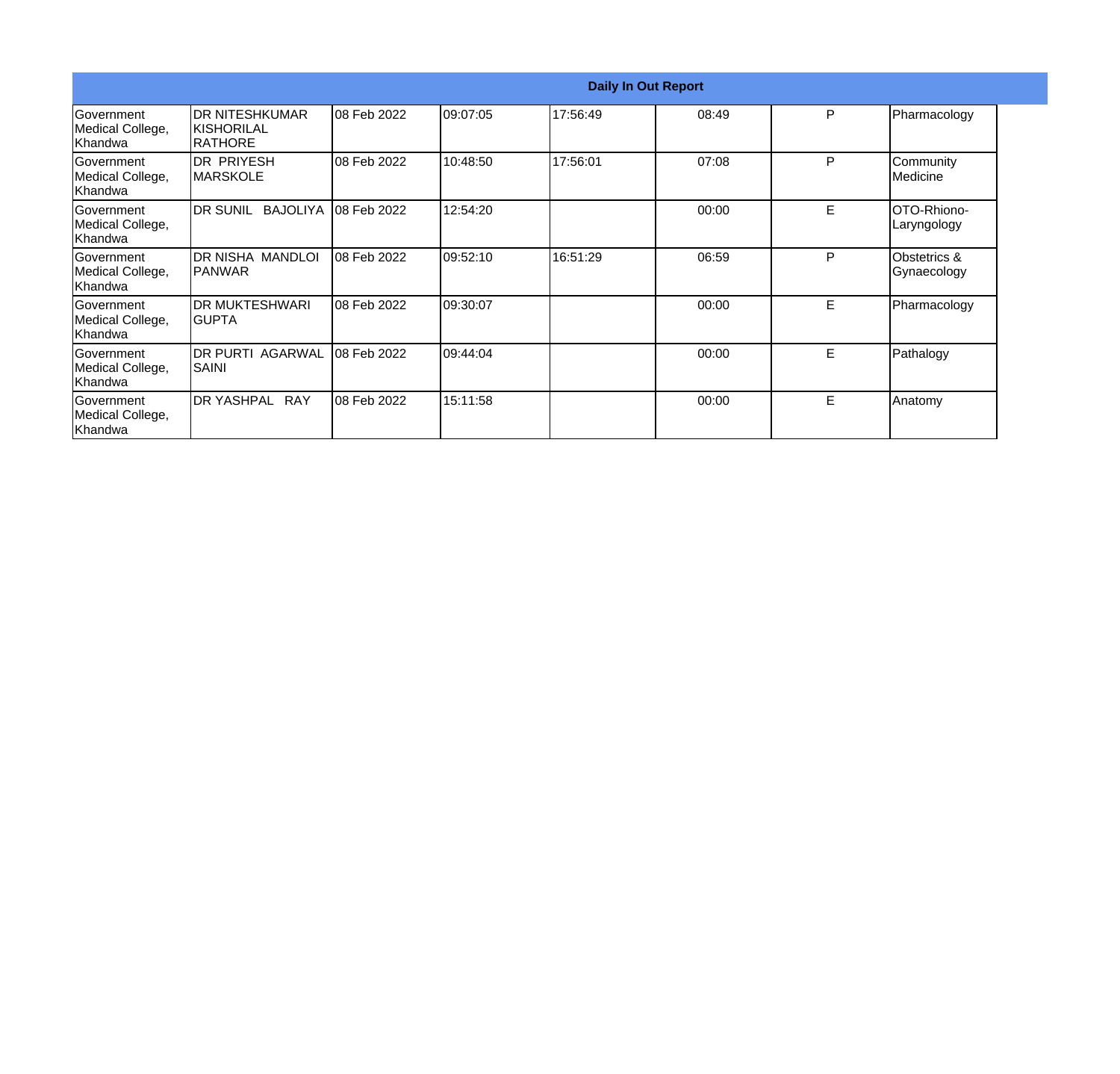| Daily In Out Report | | | | | | | |
|---|---|---|---|---|---|---|---|
| Government Medical College, Khandwa | DR NITESHKUMAR KISHORILAL RATHORE | 08 Feb 2022 | 09:07:05 | 17:56:49 | 08:49 | P | Pharmacology |
| Government Medical College, Khandwa | DR PRIYESH MARSKOLE | 08 Feb 2022 | 10:48:50 | 17:56:01 | 07:08 | P | Community Medicine |
| Government Medical College, Khandwa | DR SUNIL BAJOLIYA | 08 Feb 2022 | 12:54:20 | | 00:00 | E | OTO-Rhiono-Laryngology |
| Government Medical College, Khandwa | DR NISHA MANDLOI PANWAR | 08 Feb 2022 | 09:52:10 | 16:51:29 | 06:59 | P | Obstetrics & Gynaecology |
| Government Medical College, Khandwa | DR MUKTESHWARI GUPTA | 08 Feb 2022 | 09:30:07 | | 00:00 | E | Pharmacology |
| Government Medical College, Khandwa | DR PURTI AGARWAL SAINI | 08 Feb 2022 | 09:44:04 | | 00:00 | E | Pathalogy |
| Government Medical College, Khandwa | DR YASHPAL RAY | 08 Feb 2022 | 15:11:58 | | 00:00 | E | Anatomy |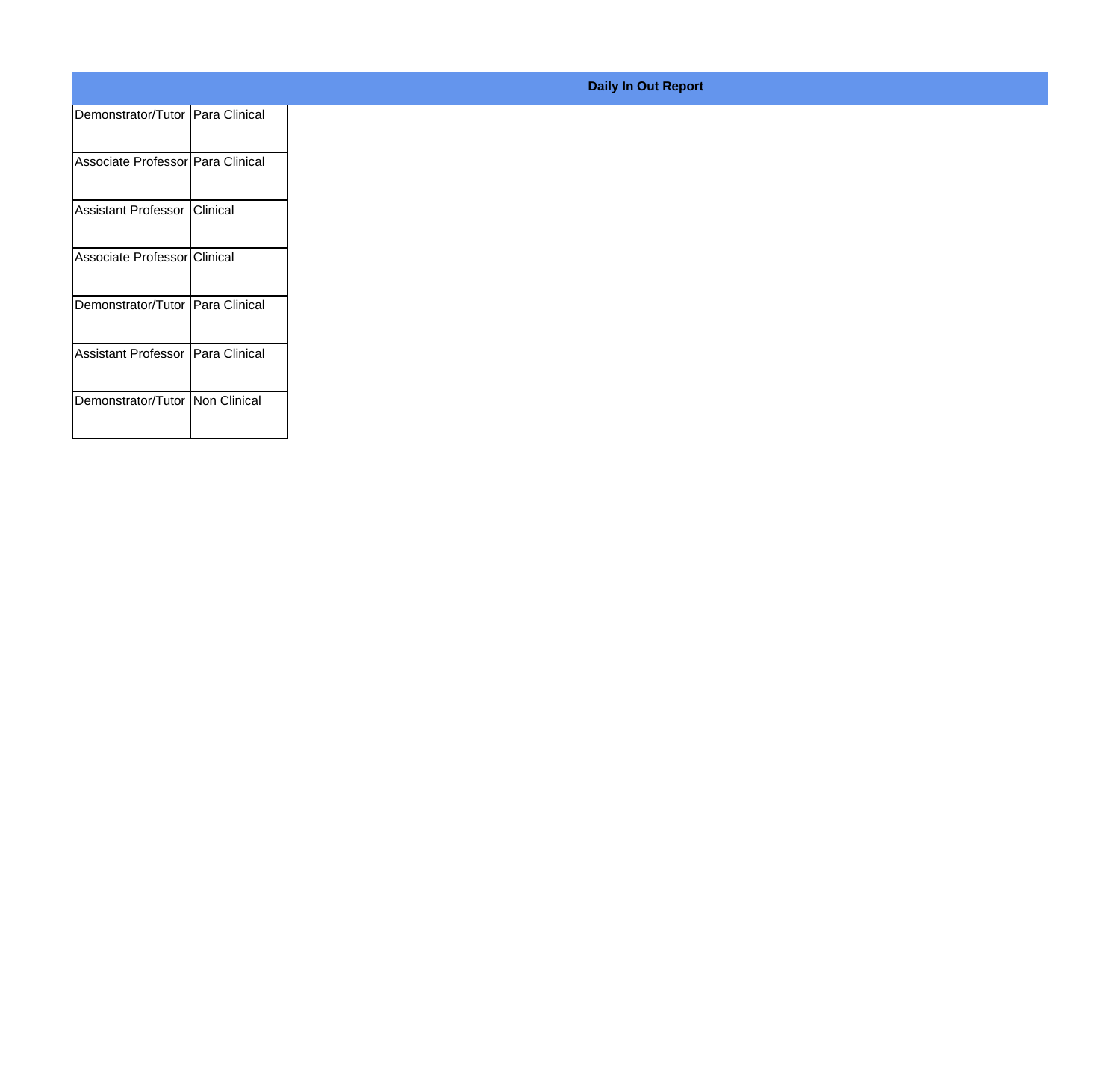**Daily In Out Report**

| | |
|---|---|
| Demonstrator/Tutor | Para Clinical |
| Associate Professor | Para Clinical |
| Assistant Professor | Clinical |
| Associate Professor | Clinical |
| Demonstrator/Tutor | Para Clinical |
| Assistant Professor | Para Clinical |
| Demonstrator/Tutor | Non Clinical |